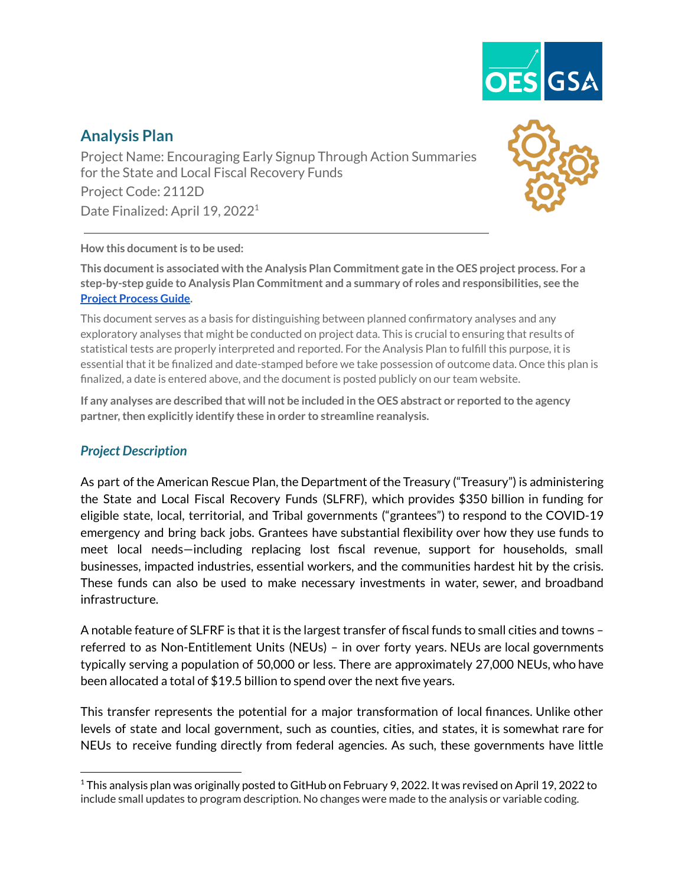# Analysis Plan

Project Name: Encouraging Early Signup Through Action Summaries for the State and Local Fiscal Recovery Funds

Project Code: 2112D

Date Finalized: April 19, 2022[1]

---

**How this document is to be used:**

**This document is associated with the Analysis Plan Commitment gate in the OES project process. For a step-by-step guide to Analysis Plan Commitment and a summary of roles and responsibilities, see the [Project Process Guide](#).**

This document serves as a basis for distinguishing between planned confirmatory analyses and any exploratory analyses that might be conducted on project data. This is crucial to ensuring that results of statistical tests are properly interpreted and reported. For the Analysis Plan to fulfill this purpose, it is essential that it be finalized and date-stamped before we take possession of outcome data. Once this plan is finalized, a date is entered above, and the document is posted publicly on our team website.

**If any analyses are described that will not be included in the OES abstract or reported to the agency partner, then explicitly identify these in order to streamline reanalysis.**

## *Project Description*

As part of the American Rescue Plan, the Department of the Treasury ("Treasury") is administering the State and Local Fiscal Recovery Funds (SLFRF), which provides $350 billion in funding for eligible state, local, territorial, and Tribal governments ("grantees") to respond to the COVID-19 emergency and bring back jobs. Grantees have substantial flexibility over how they use funds to meet local needs—including replacing lost fiscal revenue, support for households, small businesses, impacted industries, essential workers, and the communities hardest hit by the crisis. These funds can also be used to make necessary investments in water, sewer, and broadband infrastructure.

A notable feature of SLFRF is that it is the largest transfer of fiscal funds to small cities and towns – referred to as Non-Entitlement Units (NEUs) – in over forty years. NEUs are local governments typically serving a population of 50,000 or less. There are approximately 27,000 NEUs, who have been allocated a total of $19.5 billion to spend over the next five years.

This transfer represents the potential for a major transformation of local finances. Unlike other levels of state and local government, such as counties, cities, and states, it is somewhat rare for NEUs to receive funding directly from federal agencies. As such, these governments have little

---

[1] This analysis plan was originally posted to GitHub on February 9, 2022. It was revised on April 19, 2022 to include small updates to program description. No changes were made to the analysis or variable coding.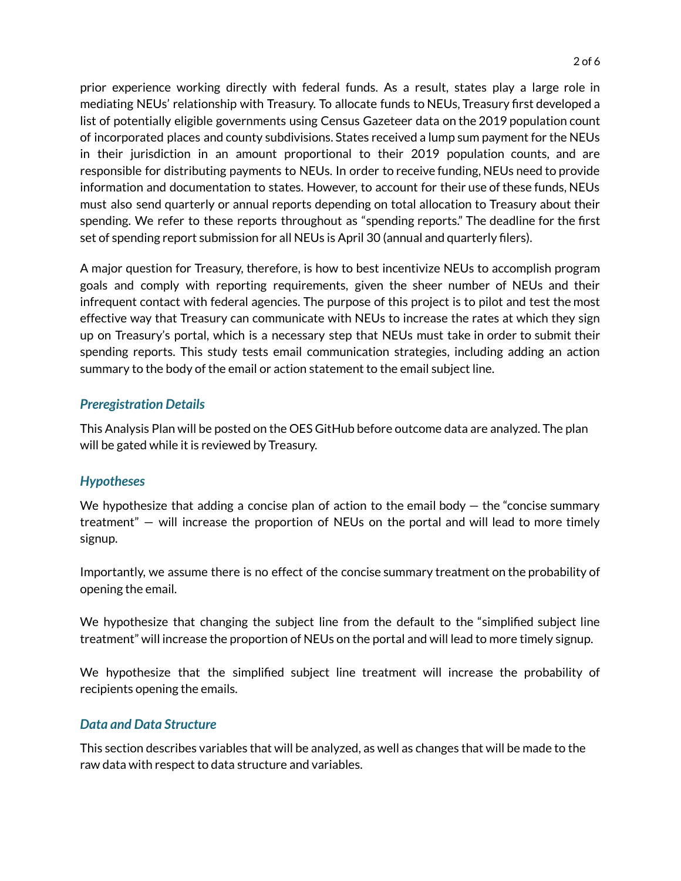prior experience working directly with federal funds. As a result, states play a large role in mediating NEUs' relationship with Treasury. To allocate funds to NEUs, Treasury first developed a list of potentially eligible governments using Census Gazeteer data on the 2019 population count of incorporated places and county subdivisions. States received a lump sum payment for the NEUs in their jurisdiction in an amount proportional to their 2019 population counts, and are responsible for distributing payments to NEUs. In order to receive funding, NEUs need to provide information and documentation to states. However, to account for their use of these funds, NEUs must also send quarterly or annual reports depending on total allocation to Treasury about their spending. We refer to these reports throughout as "spending reports." The deadline for the first set of spending report submission for all NEUs is April 30 (annual and quarterly filers).

A major question for Treasury, therefore, is how to best incentivize NEUs to accomplish program goals and comply with reporting requirements, given the sheer number of NEUs and their infrequent contact with federal agencies. The purpose of this project is to pilot and test the most effective way that Treasury can communicate with NEUs to increase the rates at which they sign up on Treasury's portal, which is a necessary step that NEUs must take in order to submit their spending reports. This study tests email communication strategies, including adding an action summary to the body of the email or action statement to the email subject line.

### *Preregistration Details*

This Analysis Plan will be posted on the OES GitHub before outcome data are analyzed. The plan will be gated while it is reviewed by Treasury.

### *Hypotheses*

We hypothesize that adding a concise plan of action to the email body — the "concise summary treatment" — will increase the proportion of NEUs on the portal and will lead to more timely signup.

Importantly, we assume there is no effect of the concise summary treatment on the probability of opening the email.

We hypothesize that changing the subject line from the default to the "simplified subject line treatment" will increase the proportion of NEUs on the portal and will lead to more timely signup.

We hypothesize that the simplified subject line treatment will increase the probability of recipients opening the emails.

### *Data and Data Structure*

This section describes variables that will be analyzed, as well as changes that will be made to the raw data with respect to data structure and variables.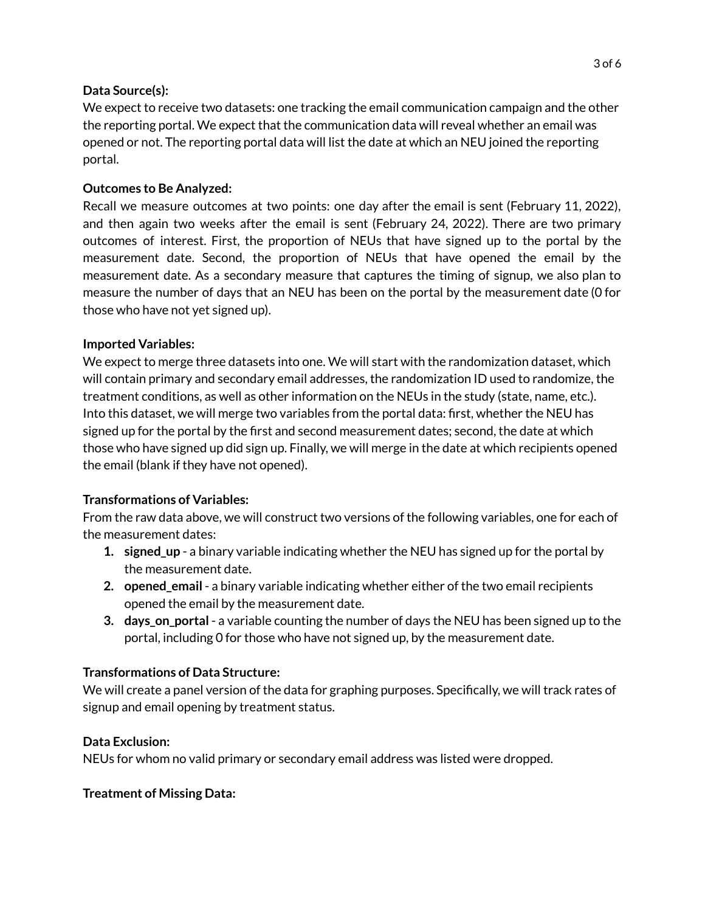**Data Source(s):**
We expect to receive two datasets: one tracking the email communication campaign and the other the reporting portal. We expect that the communication data will reveal whether an email was opened or not. The reporting portal data will list the date at which an NEU joined the reporting portal.

**Outcomes to Be Analyzed:**
Recall we measure outcomes at two points: one day after the email is sent (February 11, 2022), and then again two weeks after the email is sent (February 24, 2022). There are two primary outcomes of interest. First, the proportion of NEUs that have signed up to the portal by the measurement date. Second, the proportion of NEUs that have opened the email by the measurement date. As a secondary measure that captures the timing of signup, we also plan to measure the number of days that an NEU has been on the portal by the measurement date (0 for those who have not yet signed up).

**Imported Variables:**
We expect to merge three datasets into one. We will start with the randomization dataset, which will contain primary and secondary email addresses, the randomization ID used to randomize, the treatment conditions, as well as other information on the NEUs in the study (state, name, etc.). Into this dataset, we will merge two variables from the portal data: first, whether the NEU has signed up for the portal by the first and second measurement dates; second, the date at which those who have signed up did sign up. Finally, we will merge in the date at which recipients opened the email (blank if they have not opened).

**Transformations of Variables:**
From the raw data above, we will construct two versions of the following variables, one for each of the measurement dates:

1. **signed_up** - a binary variable indicating whether the NEU has signed up for the portal by the measurement date.
2. **opened_email** - a binary variable indicating whether either of the two email recipients opened the email by the measurement date.
3. **days_on_portal** - a variable counting the number of days the NEU has been signed up to the portal, including 0 for those who have not signed up, by the measurement date.

**Transformations of Data Structure:**
We will create a panel version of the data for graphing purposes. Specifically, we will track rates of signup and email opening by treatment status.

**Data Exclusion:**
NEUs for whom no valid primary or secondary email address was listed were dropped.

**Treatment of Missing Data:**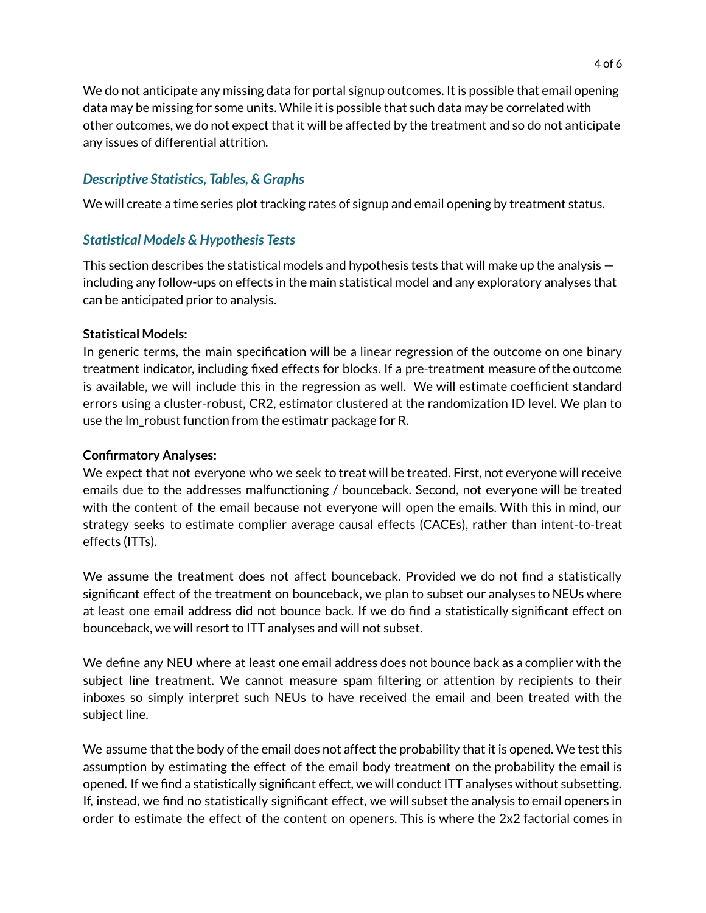We do not anticipate any missing data for portal signup outcomes. It is possible that email opening data may be missing for some units. While it is possible that such data may be correlated with other outcomes, we do not expect that it will be affected by the treatment and so do not anticipate any issues of differential attrition.

### *Descriptive Statistics, Tables, & Graphs*

We will create a time series plot tracking rates of signup and email opening by treatment status.

### *Statistical Models & Hypothesis Tests*

This section describes the statistical models and hypothesis tests that will make up the analysis — including any follow-ups on effects in the main statistical model and any exploratory analyses that can be anticipated prior to analysis.

**Statistical Models:**
In generic terms, the main specification will be a linear regression of the outcome on one binary treatment indicator, including fixed effects for blocks. If a pre-treatment measure of the outcome is available, we will include this in the regression as well. We will estimate coefficient standard errors using a cluster-robust, CR2, estimator clustered at the randomization ID level. We plan to use the lm_robust function from the estimatr package for R.

**Confirmatory Analyses:**
We expect that not everyone who we seek to treat will be treated. First, not everyone will receive emails due to the addresses malfunctioning / bounceback. Second, not everyone will be treated with the content of the email because not everyone will open the emails. With this in mind, our strategy seeks to estimate complier average causal effects (CACEs), rather than intent-to-treat effects (ITTs).

We assume the treatment does not affect bounceback. Provided we do not find a statistically significant effect of the treatment on bounceback, we plan to subset our analyses to NEUs where at least one email address did not bounce back. If we do find a statistically significant effect on bounceback, we will resort to ITT analyses and will not subset.

We define any NEU where at least one email address does not bounce back as a complier with the subject line treatment. We cannot measure spam filtering or attention by recipients to their inboxes so simply interpret such NEUs to have received the email and been treated with the subject line.

We assume that the body of the email does not affect the probability that it is opened. We test this assumption by estimating the effect of the email body treatment on the probability the email is opened. If we find a statistically significant effect, we will conduct ITT analyses without subsetting. If, instead, we find no statistically significant effect, we will subset the analysis to email openers in order to estimate the effect of the content on openers. This is where the 2x2 factorial comes in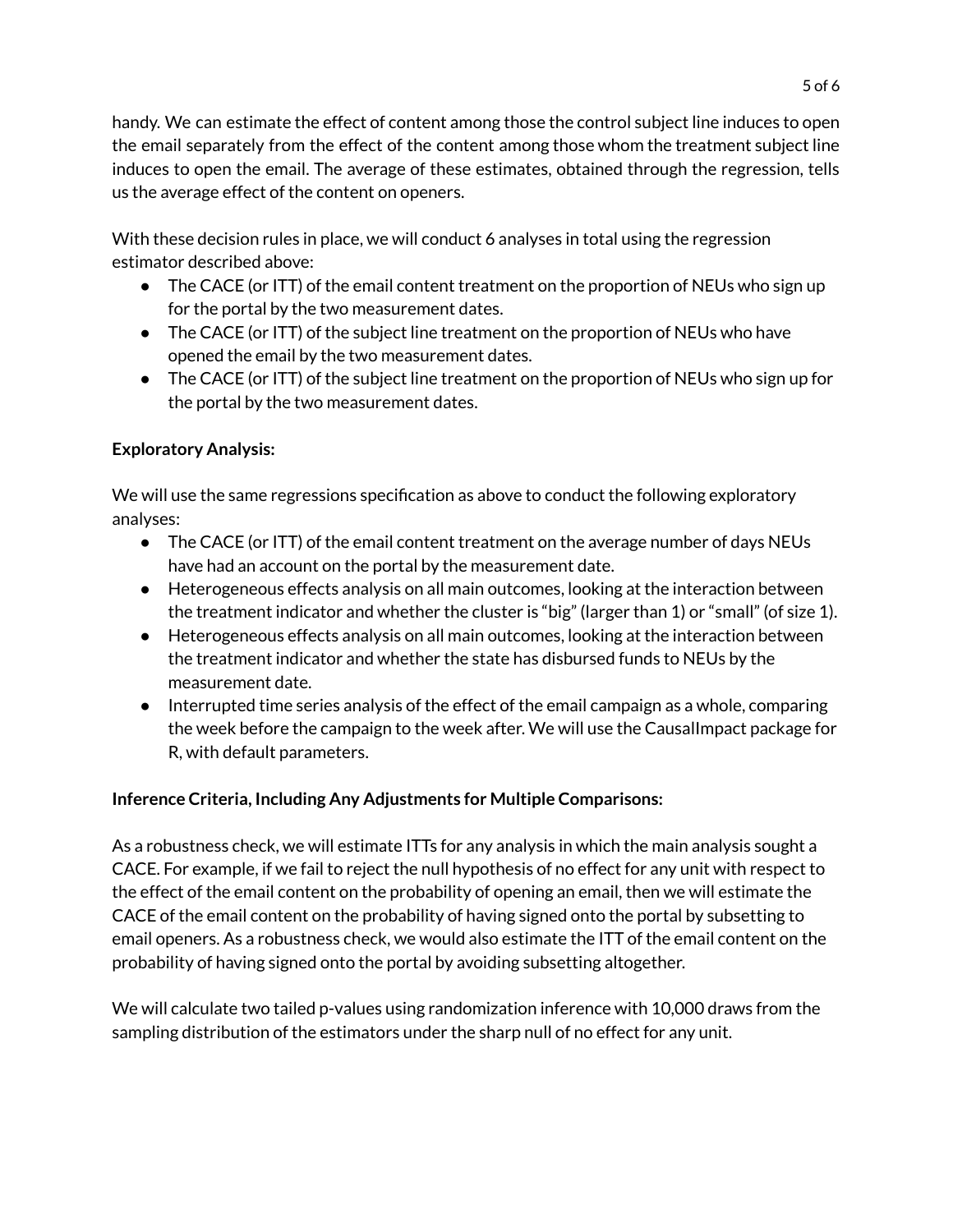handy. We can estimate the effect of content among those the control subject line induces to open the email separately from the effect of the content among those whom the treatment subject line induces to open the email. The average of these estimates, obtained through the regression, tells us the average effect of the content on openers.

With these decision rules in place, we will conduct 6 analyses in total using the regression estimator described above:

- The CACE (or ITT) of the email content treatment on the proportion of NEUs who sign up for the portal by the two measurement dates.
- The CACE (or ITT) of the subject line treatment on the proportion of NEUs who have opened the email by the two measurement dates.
- The CACE (or ITT) of the subject line treatment on the proportion of NEUs who sign up for the portal by the two measurement dates.

**Exploratory Analysis:**

We will use the same regressions specification as above to conduct the following exploratory analyses:

- The CACE (or ITT) of the email content treatment on the average number of days NEUs have had an account on the portal by the measurement date.
- Heterogeneous effects analysis on all main outcomes, looking at the interaction between the treatment indicator and whether the cluster is "big" (larger than 1) or "small" (of size 1).
- Heterogeneous effects analysis on all main outcomes, looking at the interaction between the treatment indicator and whether the state has disbursed funds to NEUs by the measurement date.
- Interrupted time series analysis of the effect of the email campaign as a whole, comparing the week before the campaign to the week after. We will use the CausalImpact package for R, with default parameters.

**Inference Criteria, Including Any Adjustments for Multiple Comparisons:**

As a robustness check, we will estimate ITTs for any analysis in which the main analysis sought a CACE. For example, if we fail to reject the null hypothesis of no effect for any unit with respect to the effect of the email content on the probability of opening an email, then we will estimate the CACE of the email content on the probability of having signed onto the portal by subsetting to email openers. As a robustness check, we would also estimate the ITT of the email content on the probability of having signed onto the portal by avoiding subsetting altogether.

We will calculate two tailed p-values using randomization inference with 10,000 draws from the sampling distribution of the estimators under the sharp null of no effect for any unit.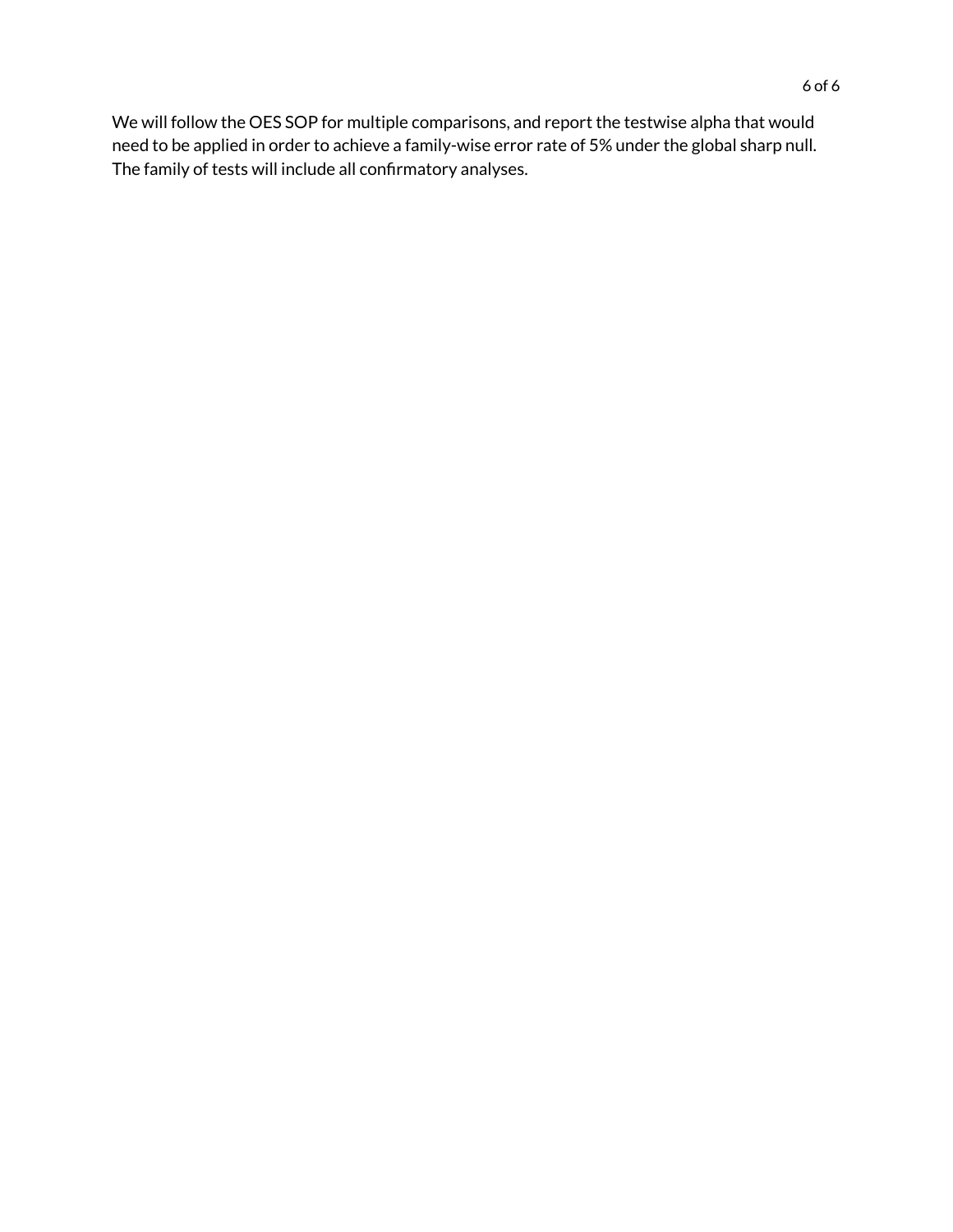We will follow the OES SOP for multiple comparisons, and report the testwise alpha that would need to be applied in order to achieve a family-wise error rate of 5% under the global sharp null. The family of tests will include all confirmatory analyses.